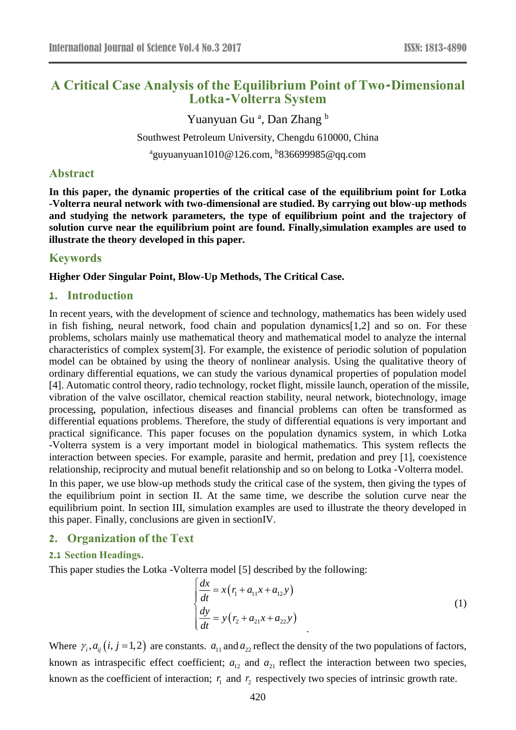# A Critical Case Analysis of the Equilibrium Point of Two-Dimensional Lotka-Volterra System

Yuanyuan Gu [a], Dan Zhang [b]

Southwest Petroleum University, Chengdu 610000, China

[a]guyuanyuan1010@126.com, [b]836699985@qq.com

## Abstract

**In this paper, the dynamic properties of the critical case of the equilibrium point for Lotka -Volterra neural network with two-dimensional are studied. By carrying out blow-up methods and studying the network parameters, the type of equilibrium point and the trajectory of solution curve near the equilibrium point are found. Finally,simulation examples are used to illustrate the theory developed in this paper.**

## Keywords

**Higher Oder Singular Point, Blow-Up Methods, The Critical Case.**

## 1. Introduction

In recent years, with the development of science and technology, mathematics has been widely used in fish fishing, neural network, food chain and population dynamics[1,2] and so on. For these problems, scholars mainly use mathematical theory and mathematical model to analyze the internal characteristics of complex system[3]. For example, the existence of periodic solution of population model can be obtained by using the theory of nonlinear analysis. Using the qualitative theory of ordinary differential equations, we can study the various dynamical properties of population model [4]. Automatic control theory, radio technology, rocket flight, missile launch, operation of the missile, vibration of the valve oscillator, chemical reaction stability, neural network, biotechnology, image processing, population, infectious diseases and financial problems can often be transformed as differential equations problems. Therefore, the study of differential equations is very important and practical significance. This paper focuses on the population dynamics system, in which Lotka -Volterra system is a very important model in biological mathematics. This system reflects the interaction between species. For example, parasite and hermit, predation and prey [1], coexistence relationship, reciprocity and mutual benefit relationship and so on belong to Lotka -Volterra model.

In this paper, we use blow-up methods study the critical case of the system, then giving the types of the equilibrium point in section II. At the same time, we describe the solution curve near the equilibrium point. In section III, simulation examples are used to illustrate the theory developed in this paper. Finally, conclusions are given in sectionIV.

## 2. Organization of the Text

### 2.1 Section Headings.

This paper studies the Lotka -Volterra model [5] described by the following:

$$\begin{cases} \dfrac{dx}{dt} = x\left(r_1 + a_{11}x + a_{12}y\right) \\ \dfrac{dy}{dt} = y\left(r_2 + a_{21}x + a_{22}y\right) \end{cases} \tag{1}$$

Where $\gamma_i, a_{ij}\left(i, j = 1,2\right)$ are constants. $a_{11}$ and $a_{22}$ reflect the density of the two populations of factors, known as intraspecific effect coefficient; $a_{12}$ and $a_{21}$ reflect the interaction between two species, known as the coefficient of interaction; $r_1$ and $r_2$ respectively two species of intrinsic growth rate.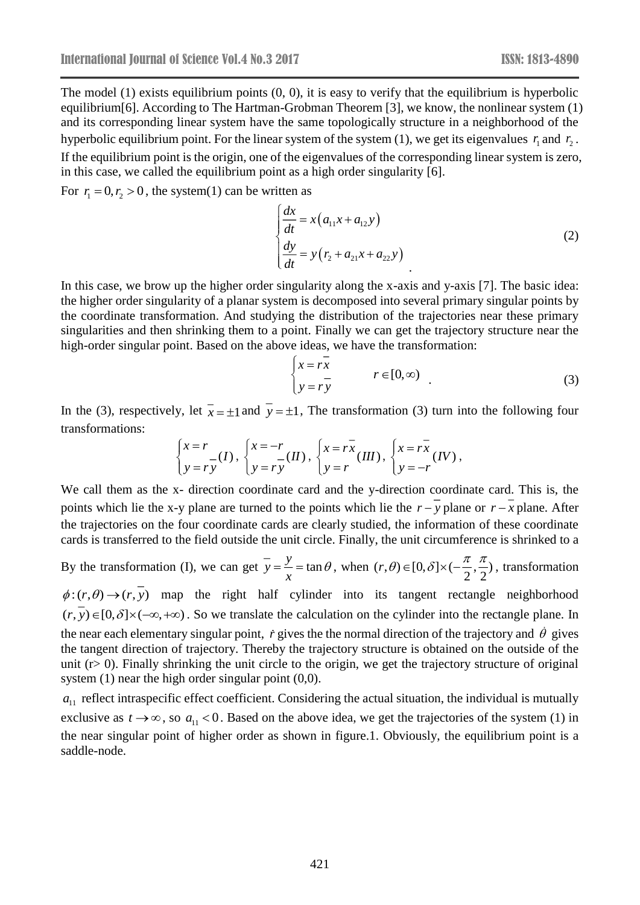The model (1) exists equilibrium points (0, 0), it is easy to verify that the equilibrium is hyperbolic equilibrium[6]. According to The Hartman-Grobman Theorem [3], we know, the nonlinear system (1) and its corresponding linear system have the same topologically structure in a neighborhood of the hyperbolic equilibrium point. For the linear system of the system (1), we get its eigenvalues $r_1$ and $r_2$. If the equilibrium point is the origin, one of the eigenvalues of the corresponding linear system is zero, in this case, we called the equilibrium point as a high order singularity [6].

For $r_1 = 0, r_2 > 0$, the system(1) can be written as

$$\begin{cases} \dfrac{dx}{dt} = x\left(a_{11}x + a_{12}y\right) \\ \dfrac{dy}{dt} = y\left(r_2 + a_{21}x + a_{22}y\right) \end{cases} \tag{2}$$

In this case, we brow up the higher order singularity along the x-axis and y-axis [7]. The basic idea: the higher order singularity of a planar system is decomposed into several primary singular points by the coordinate transformation. And studying the distribution of the trajectories near these primary singularities and then shrinking them to a point. Finally we can get the trajectory structure near the high-order singular point. Based on the above ideas, we have the transformation:

$$\begin{cases} x = r\bar{x} \\ y = r\bar{y} \end{cases} \qquad r \in [0, \infty) \tag{3}$$

In the (3), respectively, let $\bar{x} = \pm 1$ and $\bar{y} = \pm 1$, The transformation (3) turn into the following four transformations:

$$\begin{cases} x = r \\ y = r\bar{y} \end{cases} (I), \begin{cases} x = -r \\ y = r\bar{y} \end{cases} (II), \begin{cases} x = r\bar{x} \\ y = r \end{cases} (III), \begin{cases} x = r\bar{x} \\ y = -r \end{cases} (IV),$$

We call them as the x- direction coordinate card and the y-direction coordinate card. This is, the points which lie the x-y plane are turned to the points which lie the $r - \bar{y}$ plane or $r - \bar{x}$ plane. After the trajectories on the four coordinate cards are clearly studied, the information of these coordinate cards is transferred to the field outside the unit circle. Finally, the unit circumference is shrinked to a

By the transformation (I), we can get $\bar{y} = \dfrac{y}{x} = \tan\theta$, when $(r, \theta) \in [0, \delta] \times (-\dfrac{\pi}{2}, \dfrac{\pi}{2})$, transformation $\phi : (r, \theta) \to (r, \bar{y})$ map the right half cylinder into its tangent rectangle neighborhood $(r, \bar{y}) \in [0, \delta] \times (-\infty, +\infty)$. So we translate the calculation on the cylinder into the rectangle plane. In the near each elementary singular point, $\dot{r}$ gives the the normal direction of the trajectory and $\dot{\theta}$ gives the tangent direction of trajectory. Thereby the trajectory structure is obtained on the outside of the unit (r> 0). Finally shrinking the unit circle to the origin, we get the trajectory structure of original system (1) near the high order singular point (0,0).

$a_{11}$ reflect intraspecific effect coefficient. Considering the actual situation, the individual is mutually exclusive as $t \to \infty$, so $a_{11} < 0$. Based on the above idea, we get the trajectories of the system (1) in the near singular point of higher order as shown in figure.1. Obviously, the equilibrium point is a saddle-node.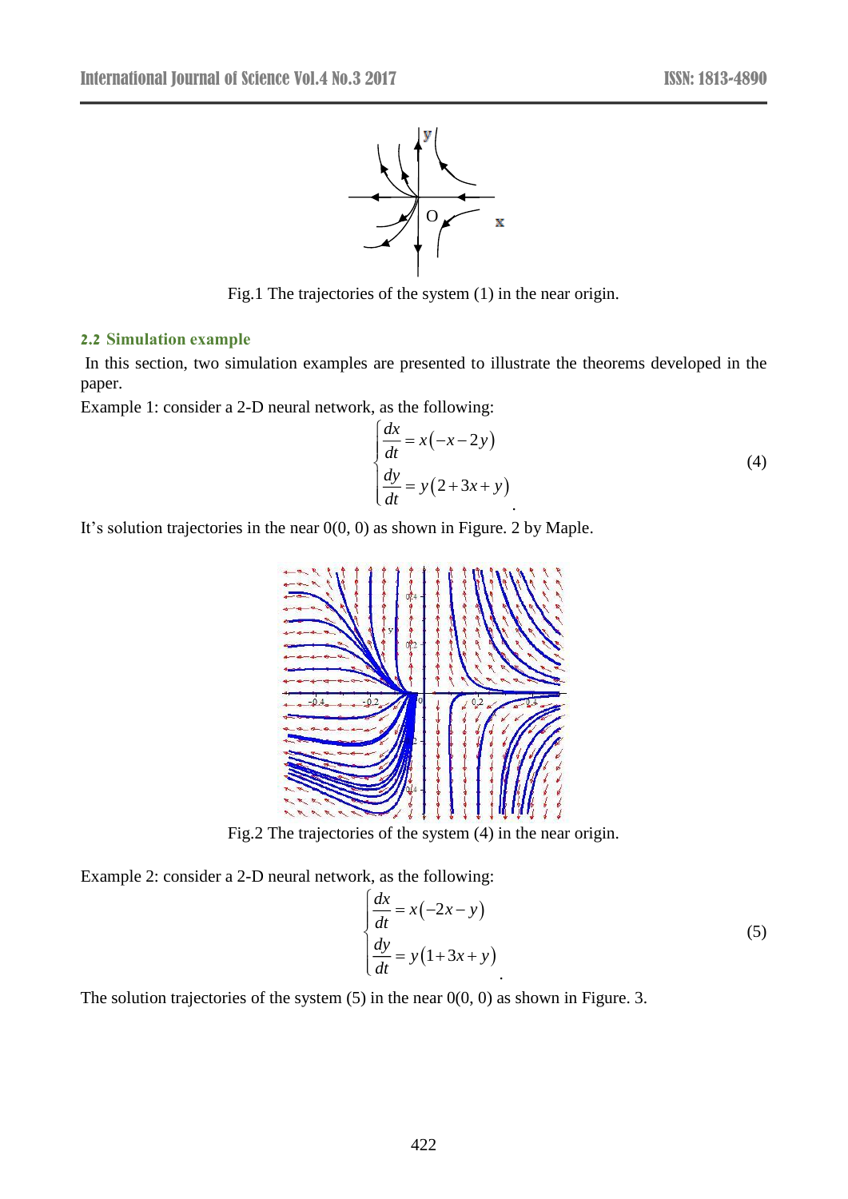Fig.1 The trajectories of the system (1) in the near origin.

### 2.2 Simulation example

In this section, two simulation examples are presented to illustrate the theorems developed in the paper.

Example 1: consider a 2-D neural network, as the following:

$$\begin{cases} \dfrac{dx}{dt} = x(-x-2y) \\ \dfrac{dy}{dt} = y(2+3x+y) \end{cases} \tag{4}$$

It's solution trajectories in the near 0(0, 0) as shown in Figure. 2 by Maple.

Fig.2 The trajectories of the system (4) in the near origin.

Example 2: consider a 2-D neural network, as the following:

$$\begin{cases} \dfrac{dx}{dt} = x(-2x-y) \\ \dfrac{dy}{dt} = y(1+3x+y) \end{cases} \tag{5}$$

The solution trajectories of the system (5) in the near 0(0, 0) as shown in Figure. 3.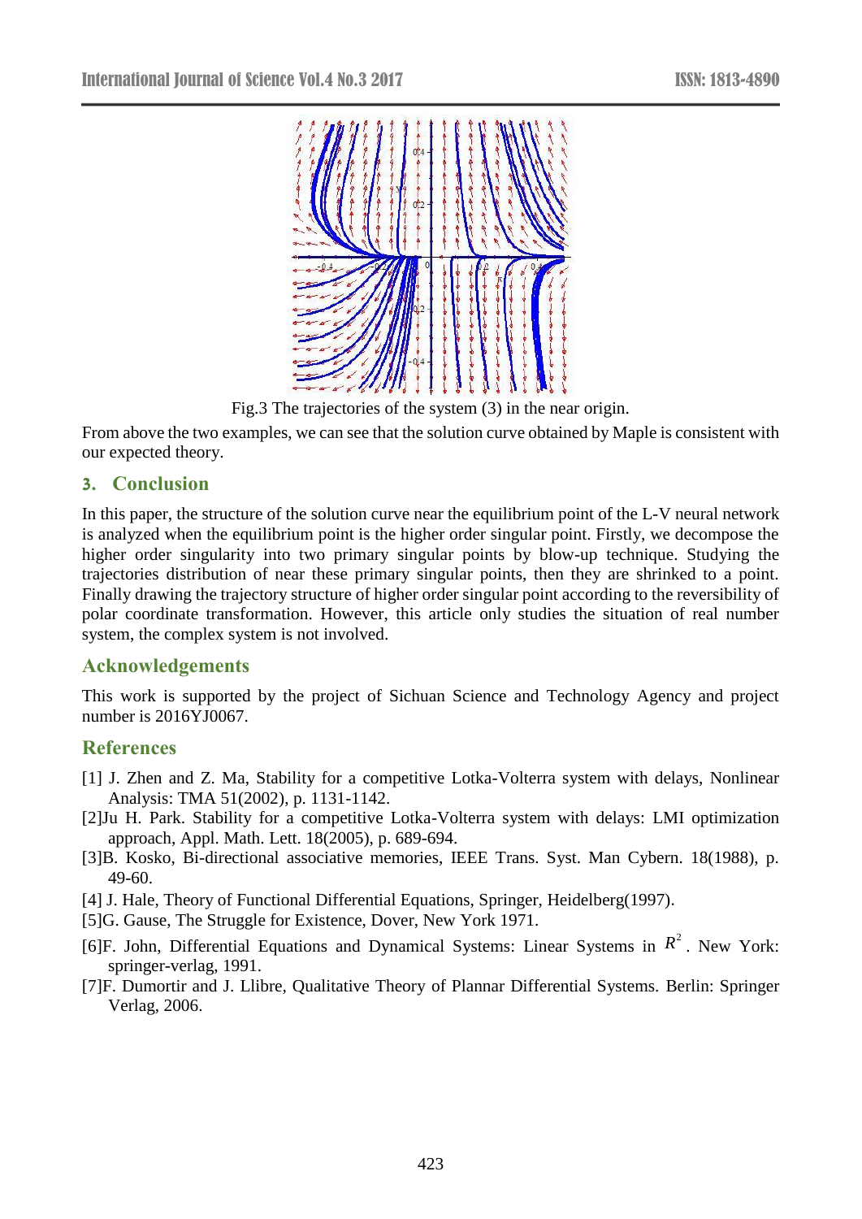0.4
0.2
0
-0.4
-0.2
0.2
0.4
-0.2
-0.4

Fig.3 The trajectories of the system (3) in the near origin.

From above the two examples, we can see that the solution curve obtained by Maple is consistent with our expected theory.

## 3. Conclusion

In this paper, the structure of the solution curve near the equilibrium point of the L-V neural network is analyzed when the equilibrium point is the higher order singular point. Firstly, we decompose the higher order singularity into two primary singular points by blow-up technique. Studying the trajectories distribution of near these primary singular points, then they are shrinked to a point. Finally drawing the trajectory structure of higher order singular point according to the reversibility of polar coordinate transformation. However, this article only studies the situation of real number system, the complex system is not involved.

## Acknowledgements

This work is supported by the project of Sichuan Science and Technology Agency and project number is 2016YJ0067.

## References

[1] J. Zhen and Z. Ma, Stability for a competitive Lotka-Volterra system with delays, Nonlinear Analysis: TMA 51(2002), p. 1131-1142.

[2]Ju H. Park. Stability for a competitive Lotka-Volterra system with delays: LMI optimization approach, Appl. Math. Lett. 18(2005), p. 689-694.

[3]B. Kosko, Bi-directional associative memories, IEEE Trans. Syst. Man Cybern. 18(1988), p. 49-60.

[4] J. Hale, Theory of Functional Differential Equations, Springer, Heidelberg(1997).

[5]G. Gause, The Struggle for Existence, Dover, New York 1971.

[6]F. John, Differential Equations and Dynamical Systems: Linear Systems in $R^2$ . New York: springer-verlag, 1991.

[7]F. Dumortir and J. Llibre, Qualitative Theory of Plannar Differential Systems. Berlin: Springer Verlag, 2006.